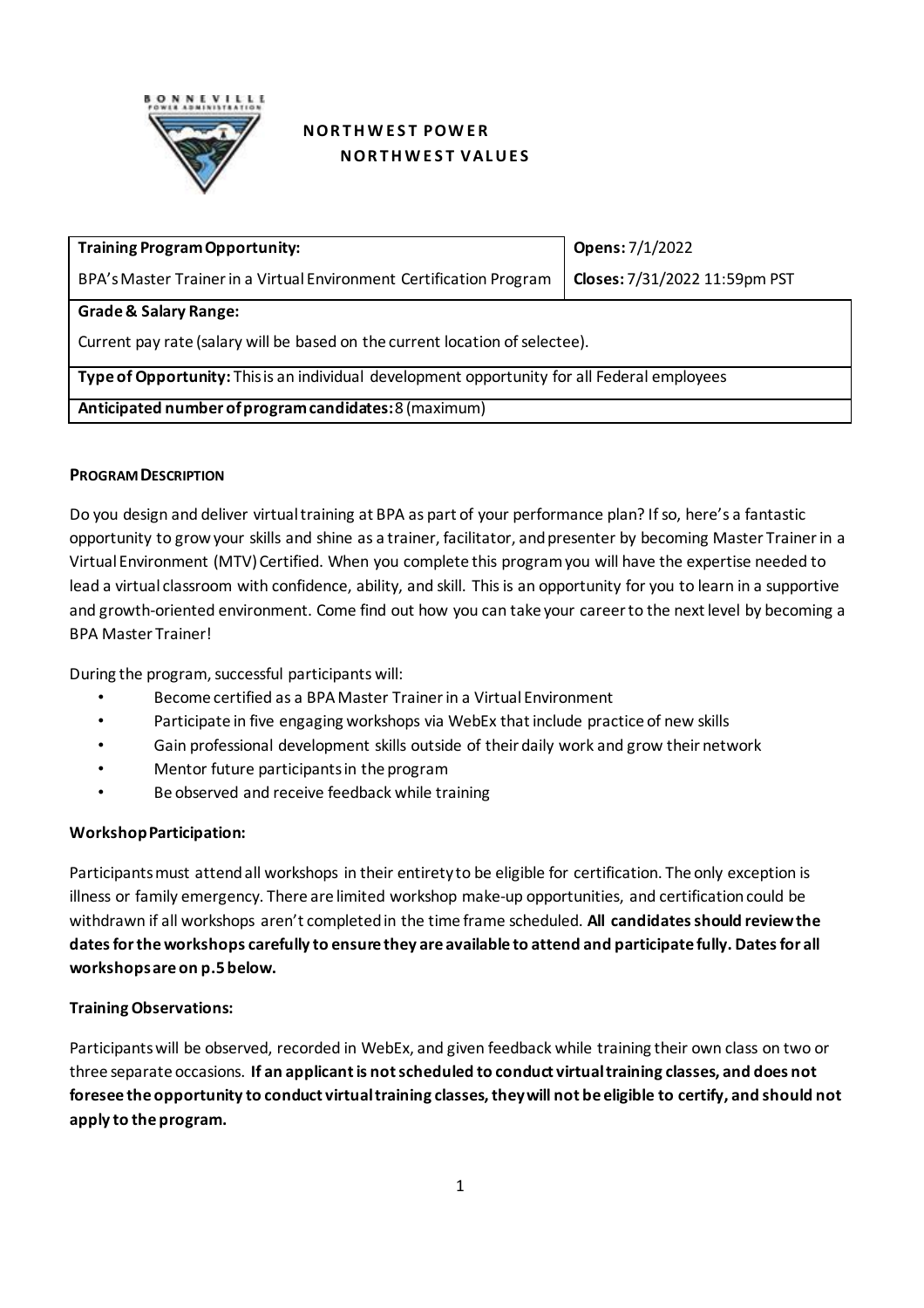**NORTHWEST POWER**
**NORTHWEST VALUES**

| **Training Program Opportunity:** BPA's Master Trainer in a Virtual Environment Certification Program | **Opens:** 7/1/2022 **Closes:** 7/31/2022 11:59pm PST |
|---|---|
| **Grade & Salary Range:** Current pay rate (salary will be based on the current location of selectee). | |
| **Type of Opportunity:** This is an individual development opportunity for all Federal employees | |
| **Anticipated number of program candidates:** 8 (maximum) | |

## PROGRAM DESCRIPTION

Do you design and deliver virtual training at BPA as part of your performance plan? If so, here's a fantastic opportunity to grow your skills and shine as a trainer, facilitator, and presenter by becoming Master Trainer in a Virtual Environment (MTV) Certified. When you complete this program you will have the expertise needed to lead a virtual classroom with confidence, ability, and skill. This is an opportunity for you to learn in a supportive and growth-oriented environment. Come find out how you can take your career to the next level by becoming a BPA Master Trainer!

During the program, successful participants will:

- Become certified as a BPA Master Trainer in a Virtual Environment
- Participate in five engaging workshops via WebEx that include practice of new skills
- Gain professional development skills outside of their daily work and grow their network
- Mentor future participants in the program
- Be observed and receive feedback while training

### Workshop Participation:

Participants must attend all workshops in their entirety to be eligible for certification. The only exception is illness or family emergency. There are limited workshop make-up opportunities, and certification could be withdrawn if all workshops aren't completed in the time frame scheduled. **All candidates should review the dates for the workshops carefully to ensure they are available to attend and participate fully. Dates for all workshops are on p.5 below.**

### Training Observations:

Participants will be observed, recorded in WebEx, and given feedback while training their own class on two or three separate occasions. **If an applicant is not scheduled to conduct virtual training classes, and does not foresee the opportunity to conduct virtual training classes, they will not be eligible to certify, and should not apply to the program.**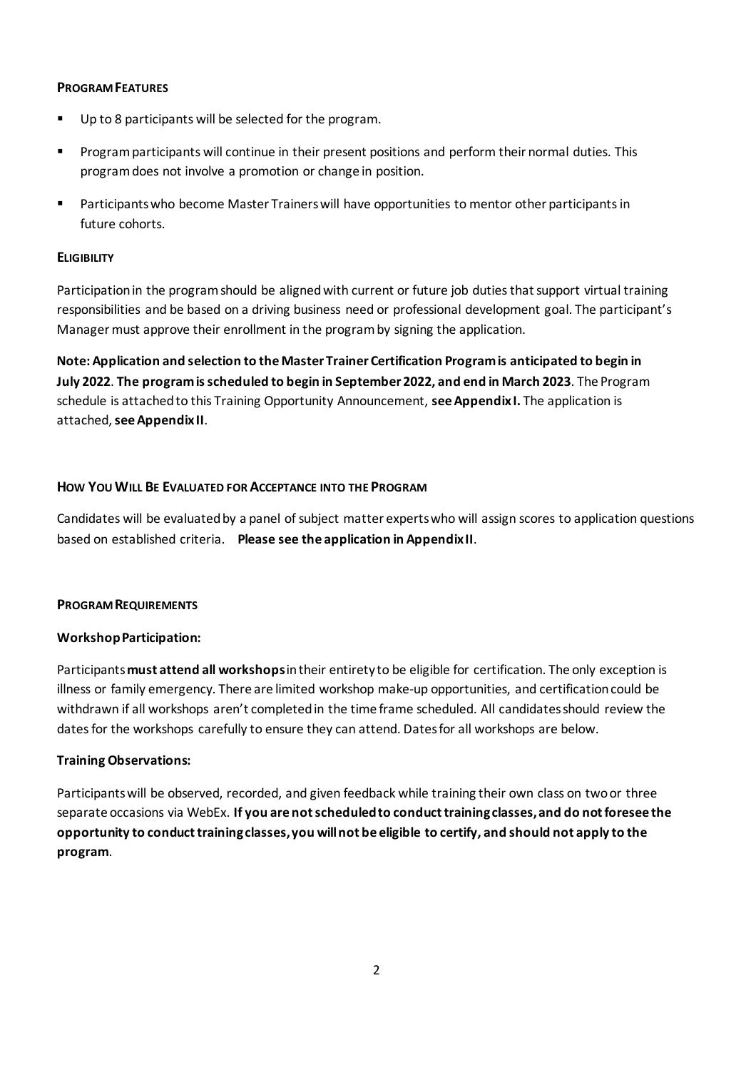## PROGRAM FEATURES

- Up to 8 participants will be selected for the program.
- Program participants will continue in their present positions and perform their normal duties. This program does not involve a promotion or change in position.
- Participants who become Master Trainers will have opportunities to mentor other participants in future cohorts.

## ELIGIBILITY

Participation in the program should be aligned with current or future job duties that support virtual training responsibilities and be based on a driving business need or professional development goal. The participant's Manager must approve their enrollment in the program by signing the application.

**Note: Application and selection to the Master Trainer Certification Program is anticipated to begin in July 2022**. **The program is scheduled to begin in September 2022, and end in March 2023**. The Program schedule is attached to this Training Opportunity Announcement, **see Appendix I.** The application is attached, **see Appendix II**.

## HOW YOU WILL BE EVALUATED FOR ACCEPTANCE INTO THE PROGRAM

Candidates will be evaluated by a panel of subject matter experts who will assign scores to application questions based on established criteria. **Please see the application in Appendix II**.

## PROGRAM REQUIREMENTS

**Workshop Participation:**

Participants **must attend all workshops** in their entirety to be eligible for certification. The only exception is illness or family emergency. There are limited workshop make-up opportunities, and certification could be withdrawn if all workshops aren't completed in the time frame scheduled. All candidates should review the dates for the workshops carefully to ensure they can attend. Dates for all workshops are below.

**Training Observations:**

Participants will be observed, recorded, and given feedback while training their own class on two or three separate occasions via WebEx. **If you are not scheduled to conduct training classes, and do not foresee the opportunity to conduct training classes, you will not be eligible to certify, and should not apply to the program**.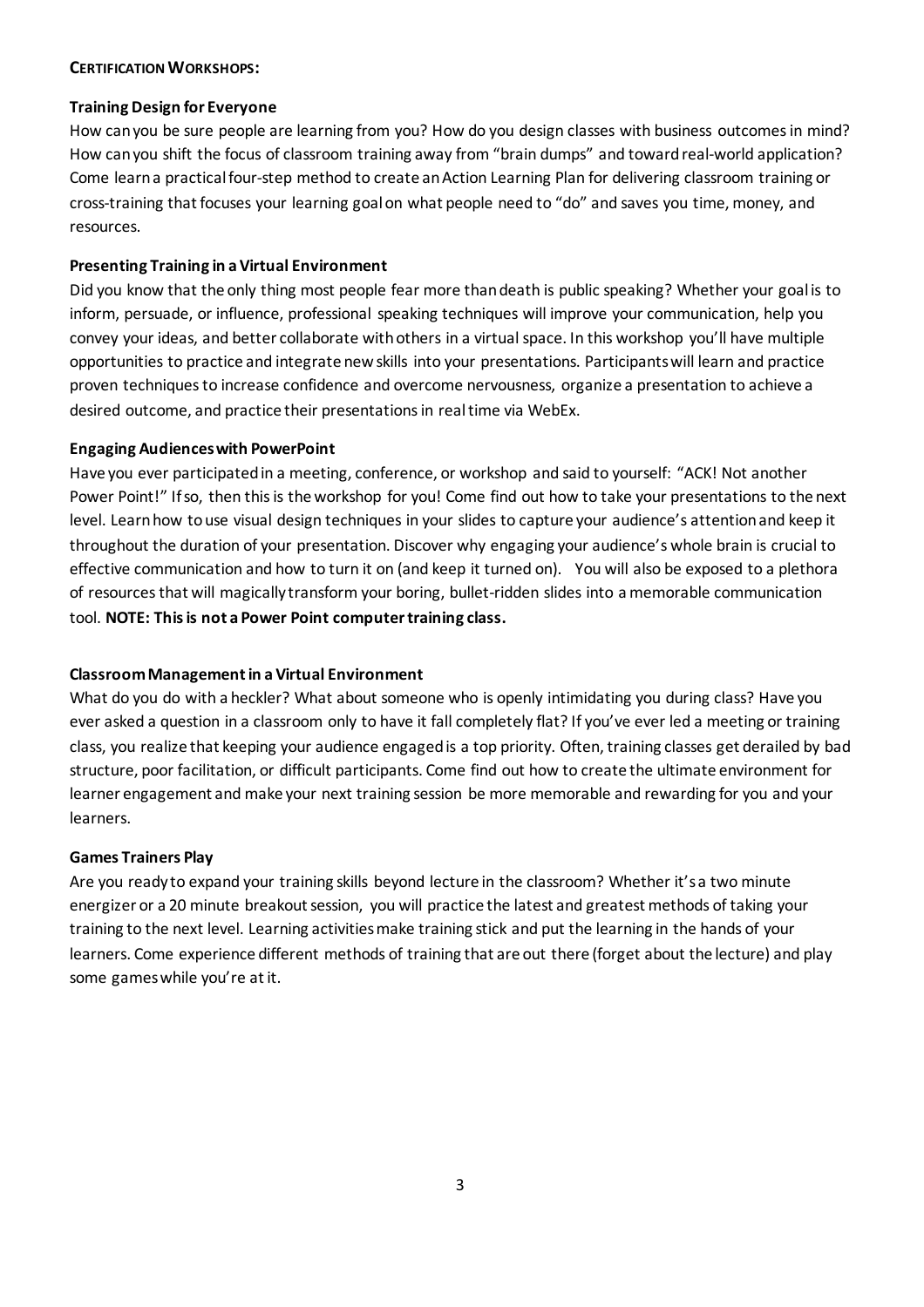**CERTIFICATION WORKSHOPS:**

**Training Design for Everyone**

How can you be sure people are learning from you? How do you design classes with business outcomes in mind? How can you shift the focus of classroom training away from "brain dumps" and toward real-world application? Come learn a practical four-step method to create an Action Learning Plan for delivering classroom training or cross-training that focuses your learning goal on what people need to "do" and saves you time, money, and resources.

**Presenting Training in a Virtual Environment**

Did you know that the only thing most people fear more than death is public speaking? Whether your goal is to inform, persuade, or influence, professional speaking techniques will improve your communication, help you convey your ideas, and better collaborate with others in a virtual space. In this workshop you'll have multiple opportunities to practice and integrate new skills into your presentations. Participants will learn and practice proven techniques to increase confidence and overcome nervousness, organize a presentation to achieve a desired outcome, and practice their presentations in real time via WebEx.

**Engaging Audiences with PowerPoint**

Have you ever participated in a meeting, conference, or workshop and said to yourself: "ACK! Not another Power Point!" If so, then this is the workshop for you! Come find out how to take your presentations to the next level. Learn how to use visual design techniques in your slides to capture your audience's attention and keep it throughout the duration of your presentation. Discover why engaging your audience's whole brain is crucial to effective communication and how to turn it on (and keep it turned on). You will also be exposed to a plethora of resources that will magically transform your boring, bullet-ridden slides into a memorable communication tool. **NOTE: This is not a Power Point computer training class.**

**Classroom Management in a Virtual Environment**

What do you do with a heckler? What about someone who is openly intimidating you during class? Have you ever asked a question in a classroom only to have it fall completely flat? If you've ever led a meeting or training class, you realize that keeping your audience engaged is a top priority. Often, training classes get derailed by bad structure, poor facilitation, or difficult participants. Come find out how to create the ultimate environment for learner engagement and make your next training session be more memorable and rewarding for you and your learners.

**Games Trainers Play**

Are you ready to expand your training skills beyond lecture in the classroom? Whether it's a two minute energizer or a 20 minute breakout session, you will practice the latest and greatest methods of taking your training to the next level. Learning activities make training stick and put the learning in the hands of your learners. Come experience different methods of training that are out there (forget about the lecture) and play some games while you're at it.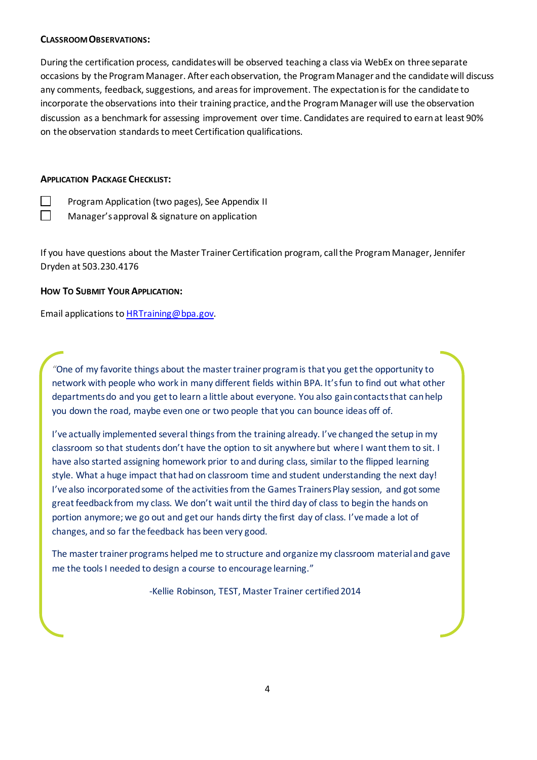### Classroom Observations:

During the certification process, candidates will be observed teaching a class via WebEx on three separate occasions by the Program Manager. After each observation, the Program Manager and the candidate will discuss any comments, feedback, suggestions, and areas for improvement. The expectation is for the candidate to incorporate the observations into their training practice, and the Program Manager will use the observation discussion as a benchmark for assessing improvement over time. Candidates are required to earn at least 90% on the observation standards to meet Certification qualifications.

### Application Package Checklist:

- ☐ Program Application (two pages), See Appendix II
- ☐ Manager's approval & signature on application

If you have questions about the Master Trainer Certification program, call the Program Manager, Jennifer Dryden at 503.230.4176

### How To Submit Your Application:

Email applications to [HRTraining@bpa.gov](mailto:HRTraining@bpa.gov).

> "One of my favorite things about the master trainer program is that you get the opportunity to network with people who work in many different fields within BPA. It's fun to find out what other departments do and you get to learn a little about everyone. You also gain contacts that can help you down the road, maybe even one or two people that you can bounce ideas off of.
>
> I've actually implemented several things from the training already. I've changed the setup in my classroom so that students don't have the option to sit anywhere but where I want them to sit. I have also started assigning homework prior to and during class, similar to the flipped learning style. What a huge impact that had on classroom time and student understanding the next day! I've also incorporated some of the activities from the Games Trainers Play session, and got some great feedback from my class. We don't wait until the third day of class to begin the hands on portion anymore; we go out and get our hands dirty the first day of class. I've made a lot of changes, and so far the feedback has been very good.
>
> The master trainer programs helped me to structure and organize my classroom material and gave me the tools I needed to design a course to encourage learning."
>
> -Kellie Robinson, TEST, Master Trainer certified 2014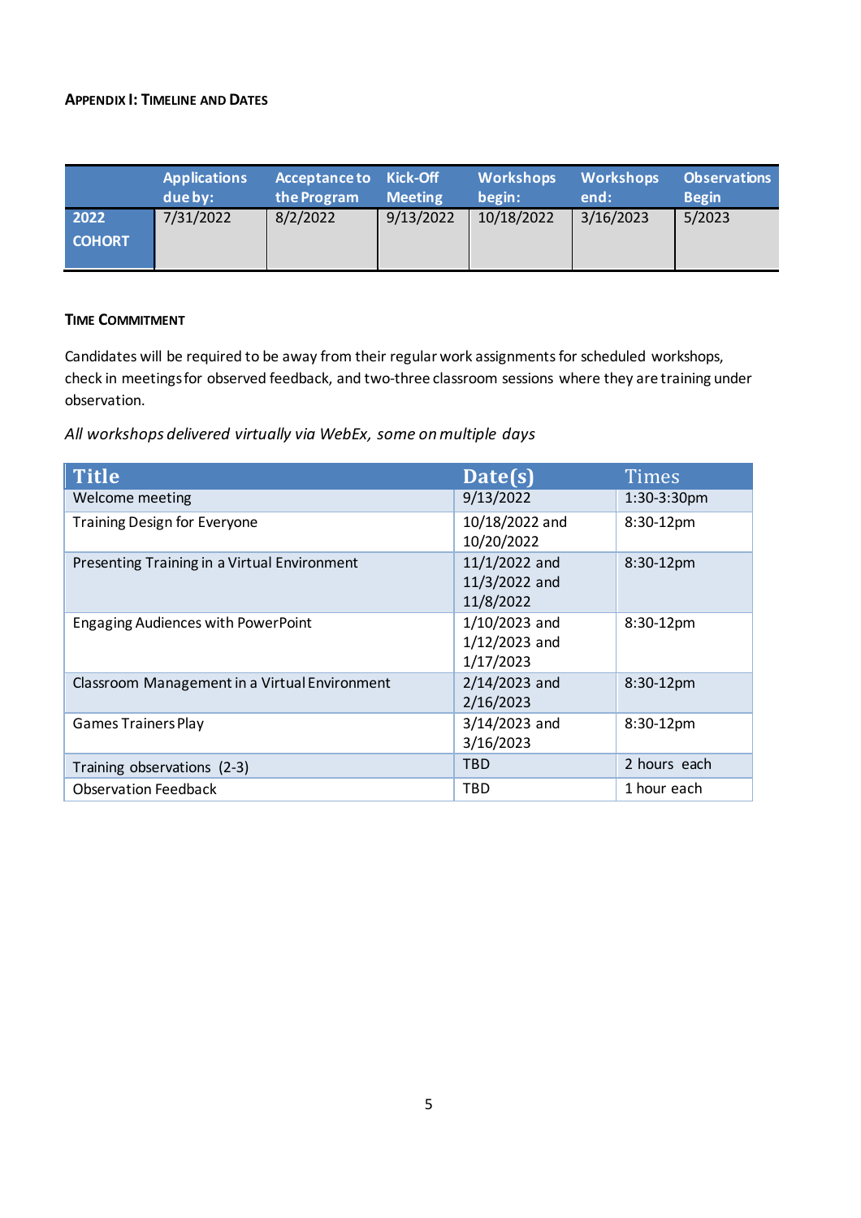#### APPENDIX I: TIMELINE AND DATES

| | Applications due by: | Acceptance to the Program | Kick-Off Meeting | Workshops begin: | Workshops end: | Observations Begin |
|---|---|---|---|---|---|---|
| 2022 COHORT | 7/31/2022 | 8/2/2022 | 9/13/2022 | 10/18/2022 | 3/16/2023 | 5/2023 |

#### TIME COMMITMENT

Candidates will be required to be away from their regular work assignments for scheduled workshops, check in meetings for observed feedback, and two-three classroom sessions where they are training under observation.

*All workshops delivered virtually via WebEx, some on multiple days*

| Title | Date(s) | Times |
|---|---|---|
| Welcome meeting | 9/13/2022 | 1:30-3:30pm |
| Training Design for Everyone | 10/18/2022 and 10/20/2022 | 8:30-12pm |
| Presenting Training in a Virtual Environment | 11/1/2022 and 11/3/2022 and 11/8/2022 | 8:30-12pm |
| Engaging Audiences with PowerPoint | 1/10/2023 and 1/12/2023 and 1/17/2023 | 8:30-12pm |
| Classroom Management in a Virtual Environment | 2/14/2023 and 2/16/2023 | 8:30-12pm |
| Games Trainers Play | 3/14/2023 and 3/16/2023 | 8:30-12pm |
| Training observations (2-3) | TBD | 2 hours each |
| Observation Feedback | TBD | 1 hour each |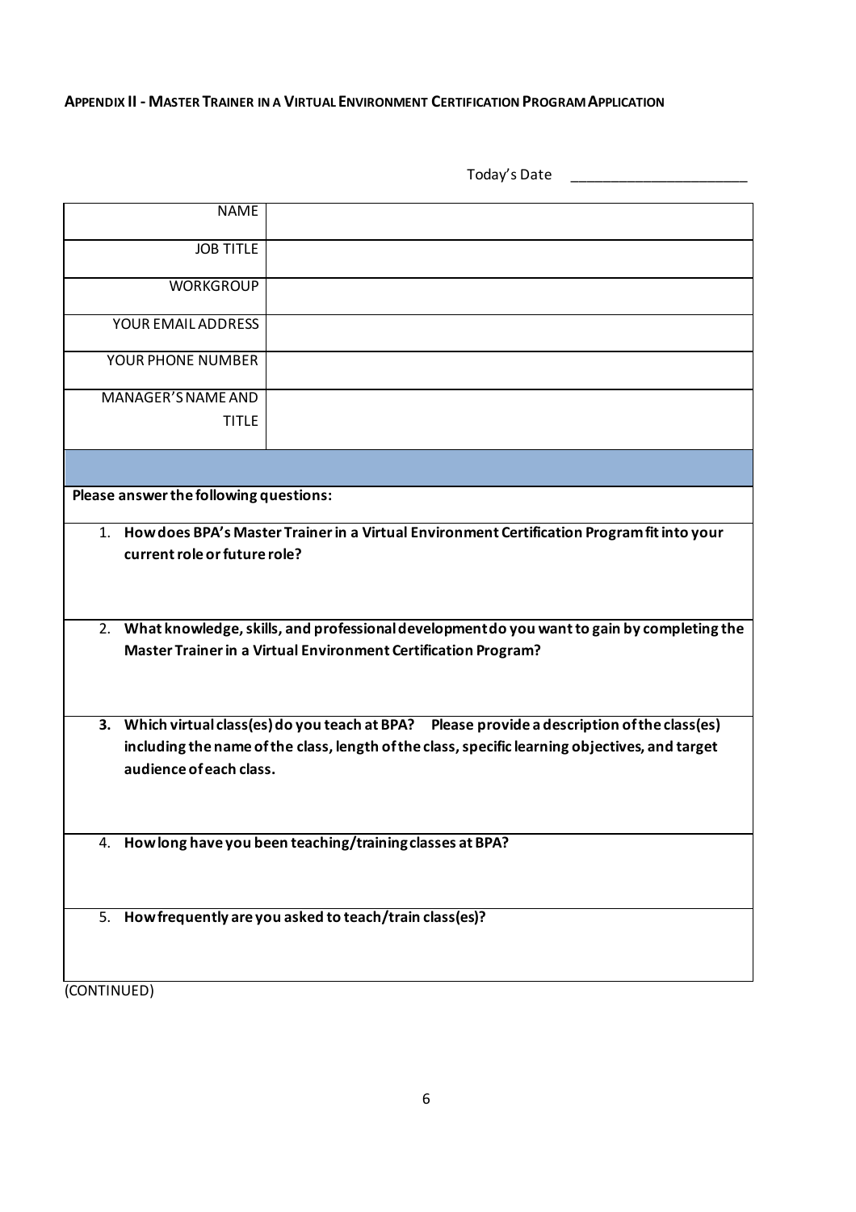**APPENDIX II - MASTER TRAINER IN A VIRTUAL ENVIRONMENT CERTIFICATION PROGRAM APPLICATION**

Today's Date \_\_\_\_\_\_\_\_\_\_\_\_\_\_\_\_\_\_\_\_\_\_

| | |
|---|---|
| NAME | |
| JOB TITLE | |
| WORKGROUP | |
| YOUR EMAIL ADDRESS | |
| YOUR PHONE NUMBER | |
| MANAGER'S NAME AND TITLE | |

**Please answer the following questions:**

1. **How does BPA's Master Trainer in a Virtual Environment Certification Program fit into your current role or future role?**

2. **What knowledge, skills, and professional development do you want to gain by completing the Master Trainer in a Virtual Environment Certification Program?**

3. **Which virtual class(es) do you teach at BPA? Please provide a description of the class(es) including the name of the class, length of the class, specific learning objectives, and target audience of each class.**

4. **How long have you been teaching/training classes at BPA?**

5. **How frequently are you asked to teach/train class(es)?**

(CONTINUED)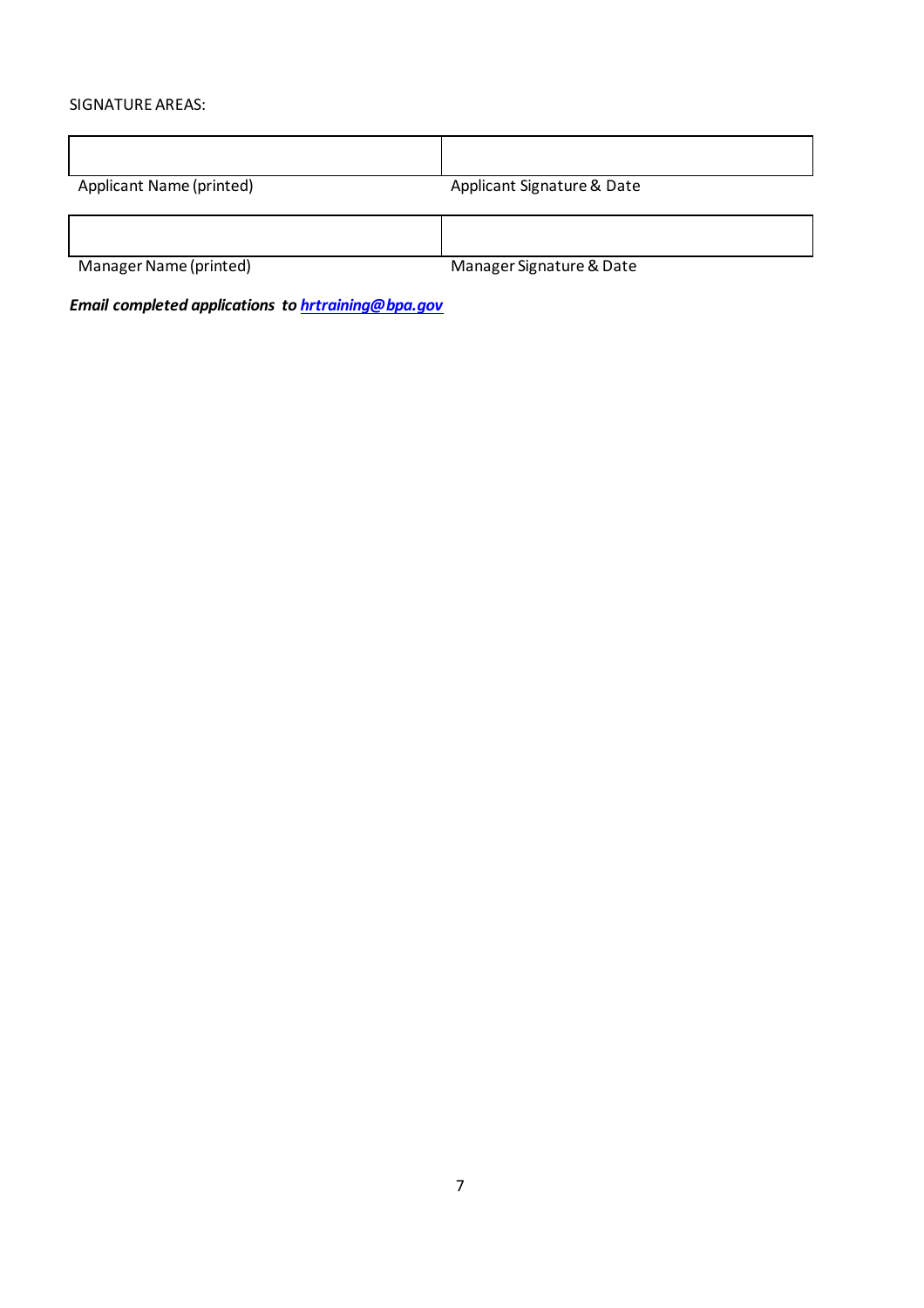SIGNATURE AREAS:

| | |
|---|---|
| | |
| Applicant Name (printed) | Applicant Signature & Date |
| | |
| Manager Name (printed) | Manager Signature & Date |

***Email completed applications to [hrtraining@bpa.gov](mailto:hrtraining@bpa.gov)***